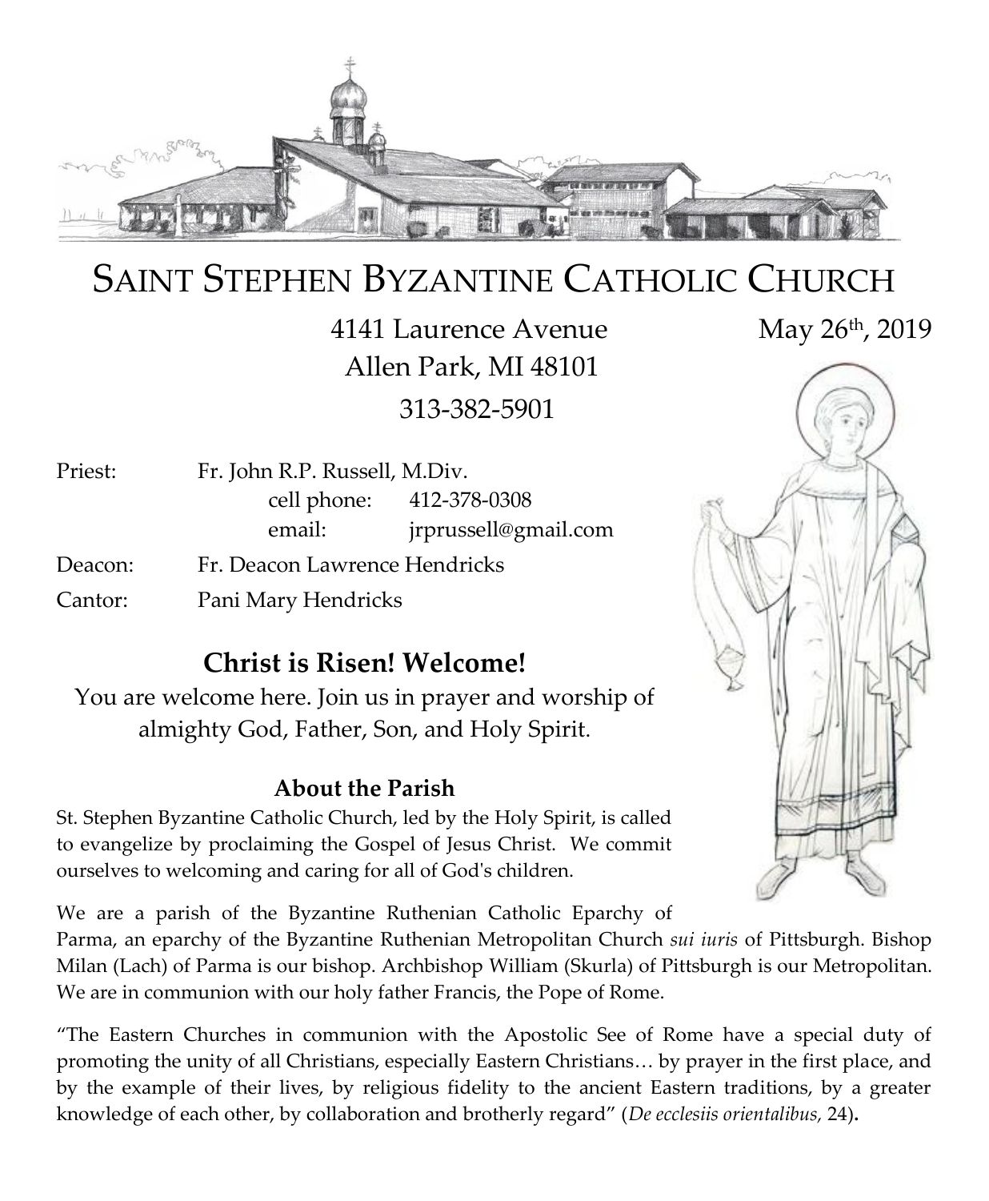# Saint Stephen Byzantine Catholic Church

4141 Laurence Avenue
Allen Park, MI 48101
313-382-5901

May 26th, 2019

| | |
|---|---|
| Priest: | Fr. John R.P. Russell, M.Div. |
| | cell phone: 412-378-0308 |
| | email: jrprussell@gmail.com |
| Deacon: | Fr. Deacon Lawrence Hendricks |
| Cantor: | Pani Mary Hendricks |

## Christ is Risen! Welcome!

You are welcome here. Join us in prayer and worship of almighty God, Father, Son, and Holy Spirit.

### About the Parish

St. Stephen Byzantine Catholic Church, led by the Holy Spirit, is called to evangelize by proclaiming the Gospel of Jesus Christ. We commit ourselves to welcoming and caring for all of God's children.

We are a parish of the Byzantine Ruthenian Catholic Eparchy of Parma, an eparchy of the Byzantine Ruthenian Metropolitan Church *sui iuris* of Pittsburgh. Bishop Milan (Lach) of Parma is our bishop. Archbishop William (Skurla) of Pittsburgh is our Metropolitan. We are in communion with our holy father Francis, the Pope of Rome.

"The Eastern Churches in communion with the Apostolic See of Rome have a special duty of promoting the unity of all Christians, especially Eastern Christians… by prayer in the first place, and by the example of their lives, by religious fidelity to the ancient Eastern traditions, by a greater knowledge of each other, by collaboration and brotherly regard" (*De ecclesiis orientalibus,* 24)**.**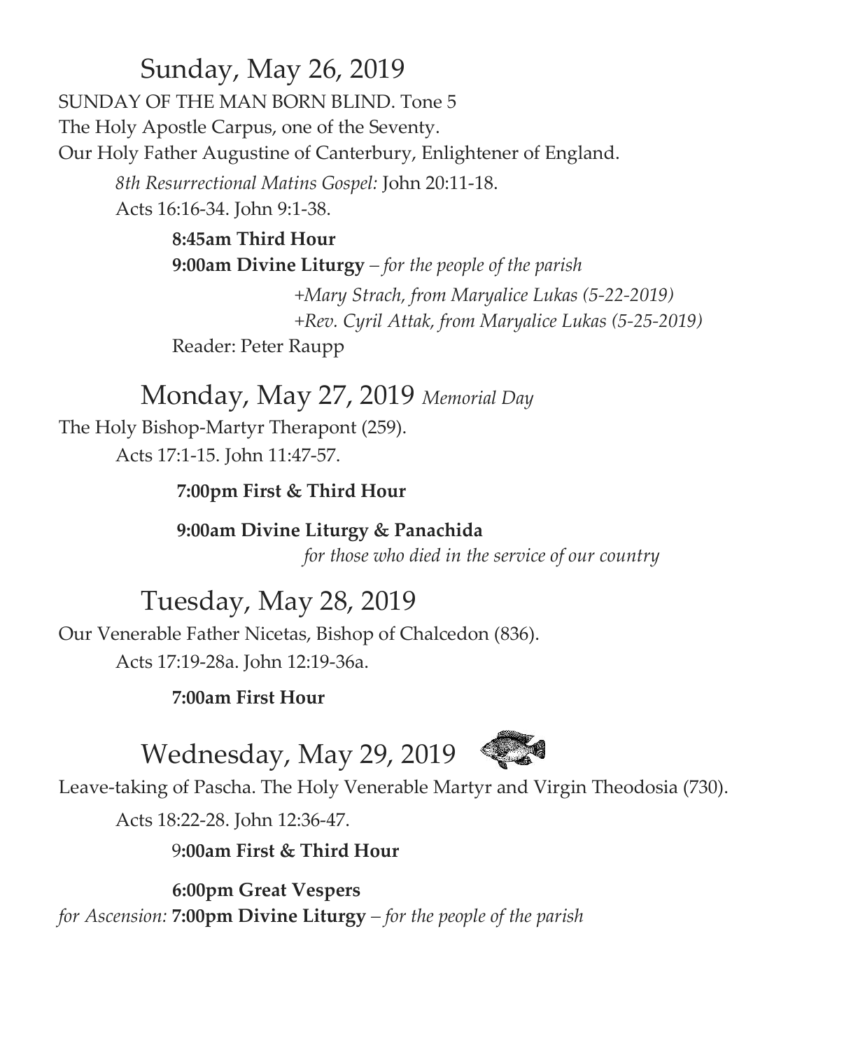## Sunday, May 26, 2019

SUNDAY OF THE MAN BORN BLIND. Tone 5

The Holy Apostle Carpus, one of the Seventy.

Our Holy Father Augustine of Canterbury, Enlightener of England.

*8th Resurrectional Matins Gospel:* John 20:11-18.

Acts 16:16-34. John 9:1-38.

**8:45am Third Hour**

**9:00am Divine Liturgy** – *for the people of the parish*

*+Mary Strach, from Maryalice Lukas (5-22-2019)*

*+Rev. Cyril Attak, from Maryalice Lukas (5-25-2019)*

Reader: Peter Raupp

## Monday, May 27, 2019 *Memorial Day*

The Holy Bishop-Martyr Therapont (259).

Acts 17:1-15. John 11:47-57.

**7:00pm First & Third Hour**

**9:00am Divine Liturgy & Panachida**

*for those who died in the service of our country*

## Tuesday, May 28, 2019

Our Venerable Father Nicetas, Bishop of Chalcedon (836).

Acts 17:19-28a. John 12:19-36a.

**7:00am First Hour**

## Wednesday, May 29, 2019

Leave-taking of Pascha. The Holy Venerable Martyr and Virgin Theodosia (730).

Acts 18:22-28. John 12:36-47.

**9:00am First & Third Hour**

**6:00pm Great Vespers**

*for Ascension:* **7:00pm Divine Liturgy** – *for the people of the parish*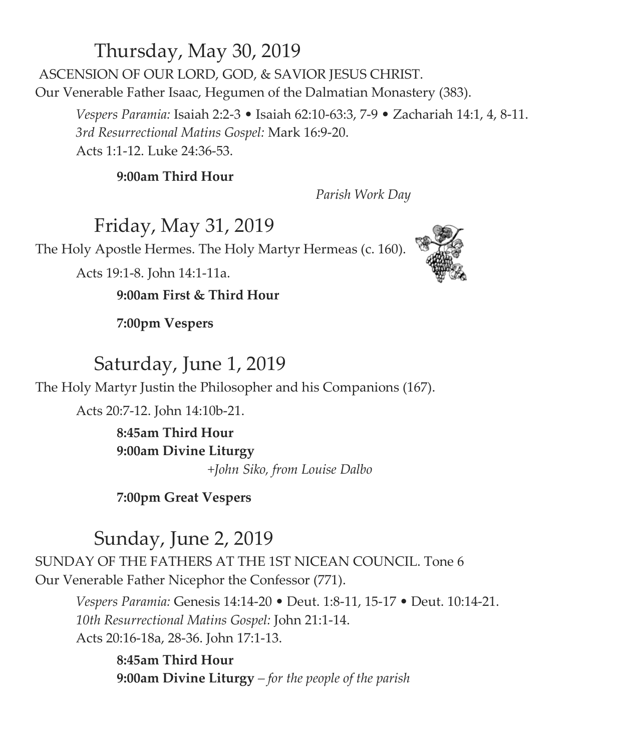## Thursday, May 30, 2019

ASCENSION OF OUR LORD, GOD, & SAVIOR JESUS CHRIST.
Our Venerable Father Isaac, Hegumen of the Dalmatian Monastery (383).

*Vespers Paramia:* Isaiah 2:2-3 • Isaiah 62:10-63:3, 7-9 • Zachariah 14:1, 4, 8-11.
*3rd Resurrectional Matins Gospel:* Mark 16:9-20.
Acts 1:1-12. Luke 24:36-53.

**9:00am Third Hour**

*Parish Work Day*

## Friday, May 31, 2019

The Holy Apostle Hermes. The Holy Martyr Hermeas (c. 160).

Acts 19:1-8. John 14:1-11a.

**9:00am First & Third Hour**

**7:00pm Vespers**

## Saturday, June 1, 2019

The Holy Martyr Justin the Philosopher and his Companions (167).

Acts 20:7-12. John 14:10b-21.

**8:45am Third Hour**
**9:00am Divine Liturgy**
*+John Siko, from Louise Dalbo*

**7:00pm Great Vespers**

## Sunday, June 2, 2019

SUNDAY OF THE FATHERS AT THE 1ST NICEAN COUNCIL. Tone 6
Our Venerable Father Nicephor the Confessor (771).

*Vespers Paramia:* Genesis 14:14-20 • Deut. 1:8-11, 15-17 • Deut. 10:14-21.
*10th Resurrectional Matins Gospel:* John 21:1-14.
Acts 20:16-18a, 28-36. John 17:1-13.

**8:45am Third Hour**
**9:00am Divine Liturgy** – *for the people of the parish*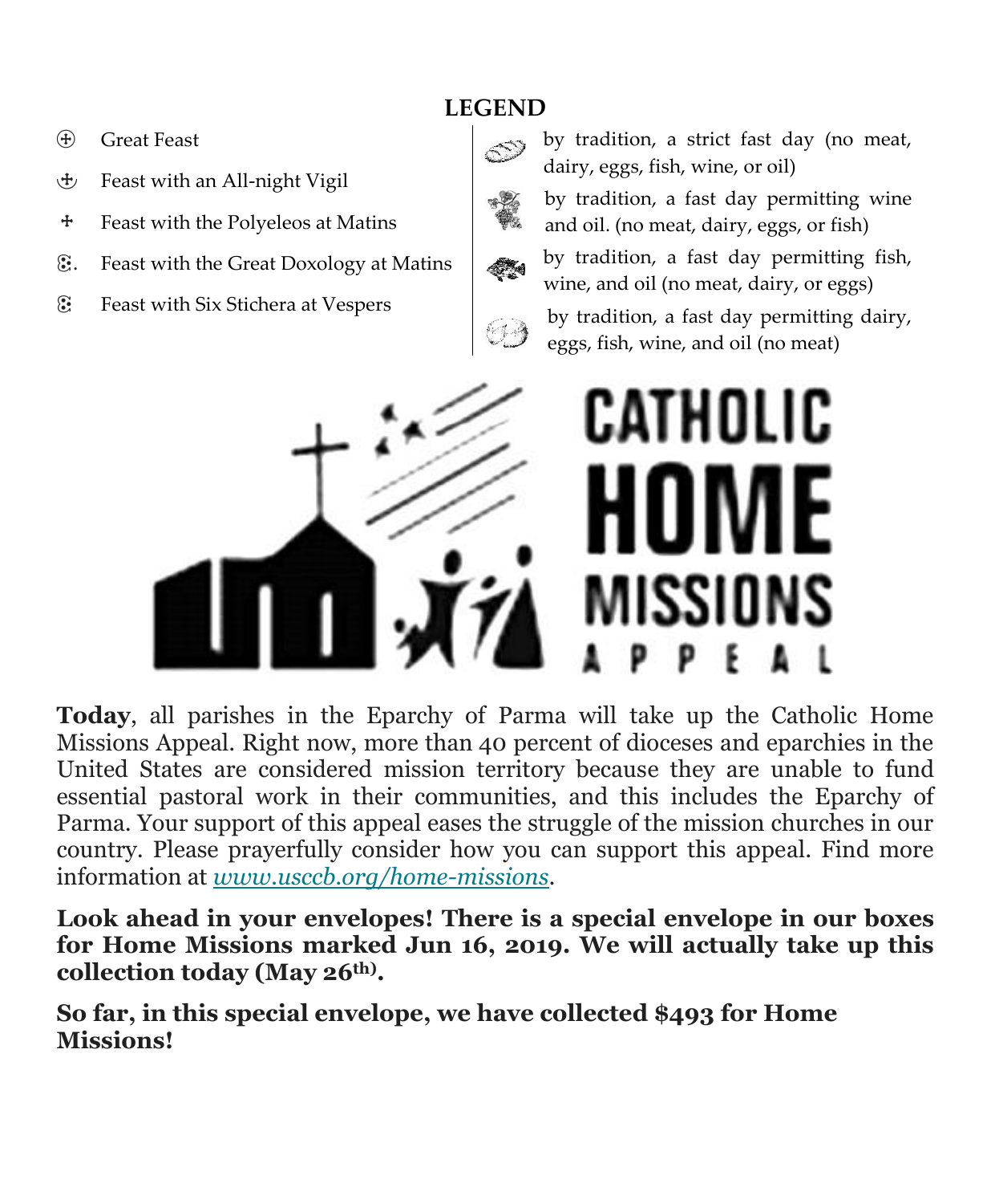## LEGEND

| Symbol | Meaning |
|---|---|
| ⊕ | Great Feast |
| ♁ | Feast with an All-night Vigil |
| ✝ | Feast with the Polyeleos at Matins |
| ⁂. | Feast with the Great Doxology at Matins |
| ⁂ | Feast with Six Stichera at Vespers |

| Symbol | Meaning |
|---|---|
| (bread) | by tradition, a strict fast day (no meat, dairy, eggs, fish, wine, or oil) |
| (grapes) | by tradition, a fast day permitting wine and oil. (no meat, dairy, eggs, or fish) |
| (fish) | by tradition, a fast day permitting fish, wine, and oil (no meat, dairy, or eggs) |
| (cheese) | by tradition, a fast day permitting dairy, eggs, fish, wine, and oil (no meat) |

CATHOLIC HOME MISSIONS APPEAL

**Today**, all parishes in the Eparchy of Parma will take up the Catholic Home Missions Appeal. Right now, more than 40 percent of dioceses and eparchies in the United States are considered mission territory because they are unable to fund essential pastoral work in their communities, and this includes the Eparchy of Parma. Your support of this appeal eases the struggle of the mission churches in our country. Please prayerfully consider how you can support this appeal. Find more information at *www.usccb.org/home-missions*.

**Look ahead in your envelopes! There is a special envelope in our boxes for Home Missions marked Jun 16, 2019. We will actually take up this collection today (May 26th).**

**So far, in this special envelope, we have collected $493 for Home Missions!**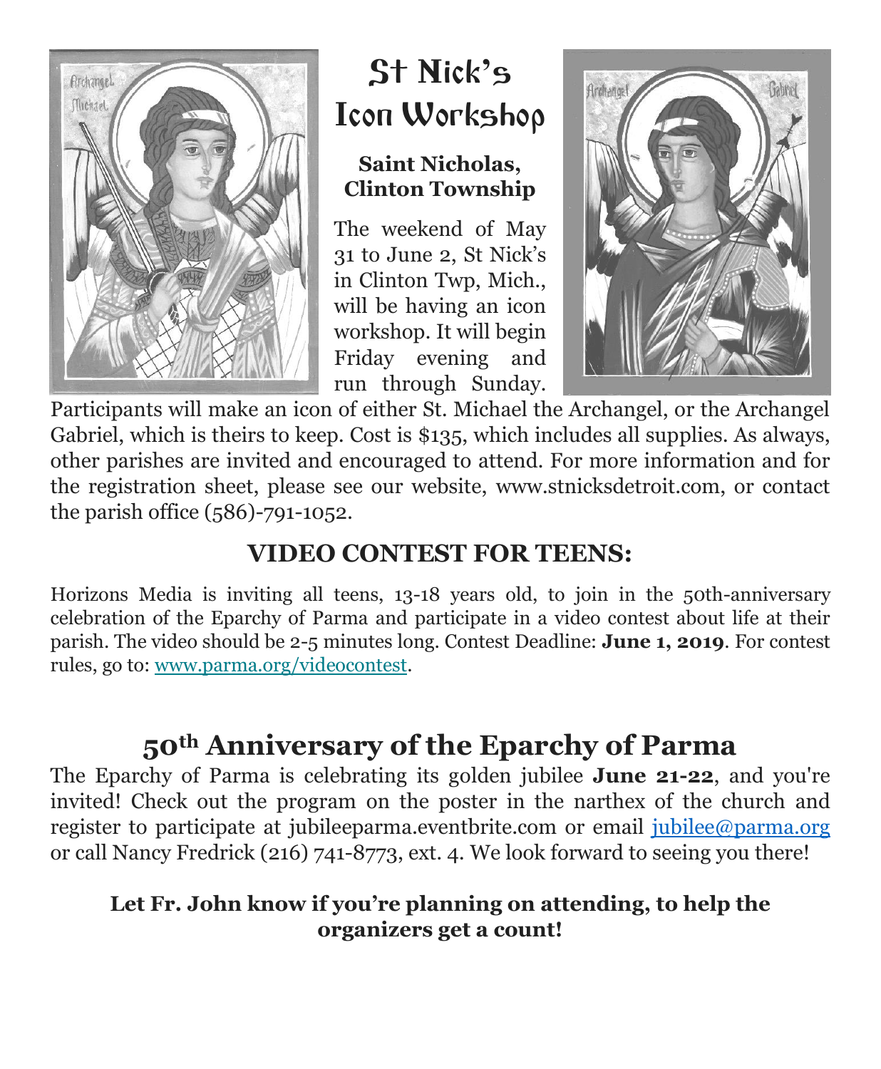# St Nick's Icon Workshop

**Saint Nicholas, Clinton Township**

The weekend of May 31 to June 2, St Nick's in Clinton Twp, Mich., will be having an icon workshop. It will begin Friday evening and run through Sunday. Participants will make an icon of either St. Michael the Archangel, or the Archangel Gabriel, which is theirs to keep. Cost is $135, which includes all supplies. As always, other parishes are invited and encouraged to attend. For more information and for the registration sheet, please see our website, www.stnicksdetroit.com, or contact the parish office (586)-791-1052.

## VIDEO CONTEST FOR TEENS:

Horizons Media is inviting all teens, 13-18 years old, to join in the 50th-anniversary celebration of the Eparchy of Parma and participate in a video contest about life at their parish. The video should be 2-5 minutes long. Contest Deadline: **June 1, 2019**. For contest rules, go to: www.parma.org/videocontest.

# 50th Anniversary of the Eparchy of Parma

The Eparchy of Parma is celebrating its golden jubilee **June 21-22**, and you're invited! Check out the program on the poster in the narthex of the church and register to participate at jubileeparma.eventbrite.com or email jubilee@parma.org or call Nancy Fredrick (216) 741-8773, ext. 4. We look forward to seeing you there!

**Let Fr. John know if you're planning on attending, to help the organizers get a count!**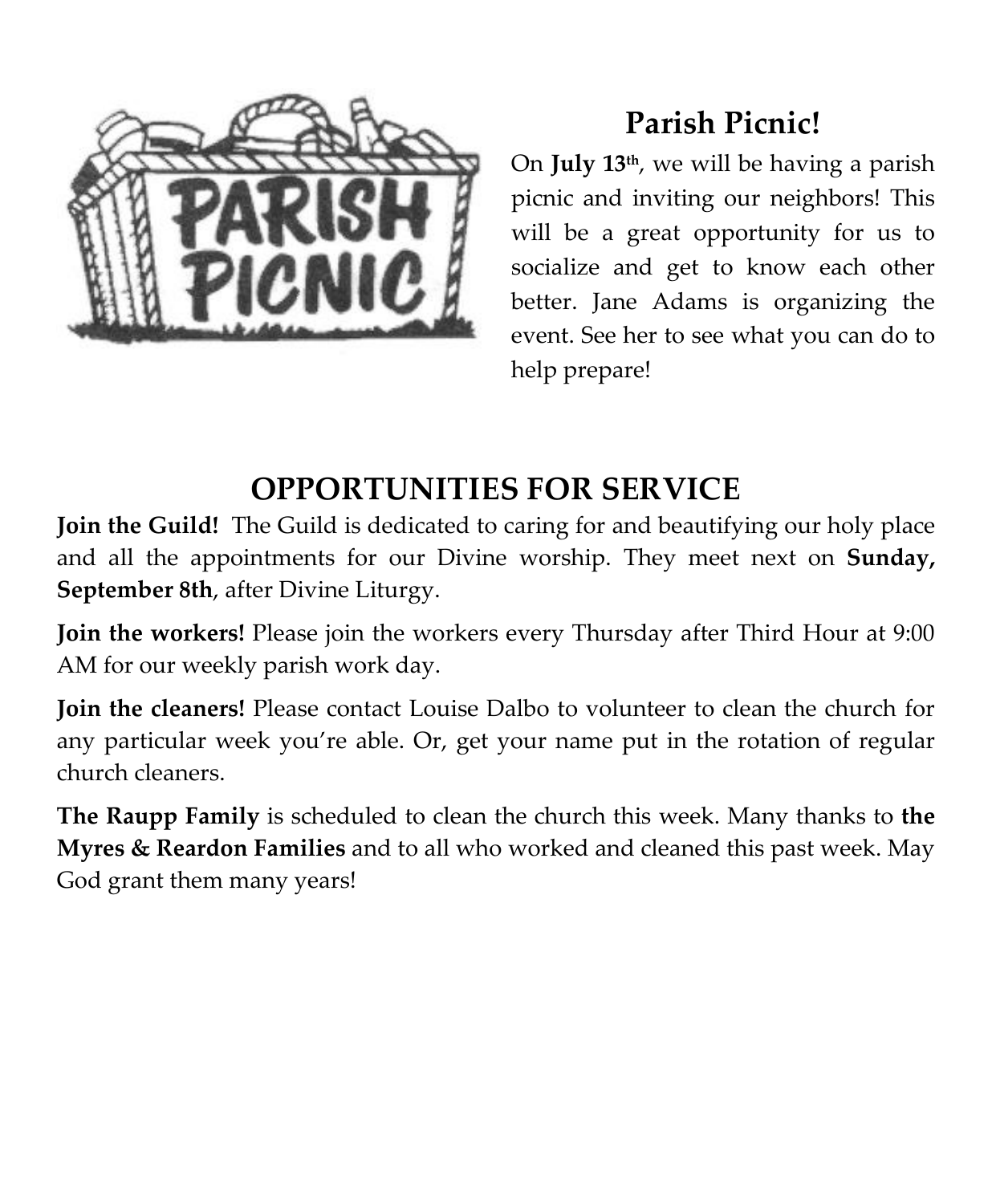## Parish Picnic!

On **July 13th**, we will be having a parish picnic and inviting our neighbors! This will be a great opportunity for us to socialize and get to know each other better. Jane Adams is organizing the event. See her to see what you can do to help prepare!

## OPPORTUNITIES FOR SERVICE

**Join the Guild!** The Guild is dedicated to caring for and beautifying our holy place and all the appointments for our Divine worship. They meet next on **Sunday, September 8th**, after Divine Liturgy.

**Join the workers!** Please join the workers every Thursday after Third Hour at 9:00 AM for our weekly parish work day.

**Join the cleaners!** Please contact Louise Dalbo to volunteer to clean the church for any particular week you're able. Or, get your name put in the rotation of regular church cleaners.

**The Raupp Family** is scheduled to clean the church this week. Many thanks to **the Myres & Reardon Families** and to all who worked and cleaned this past week. May God grant them many years!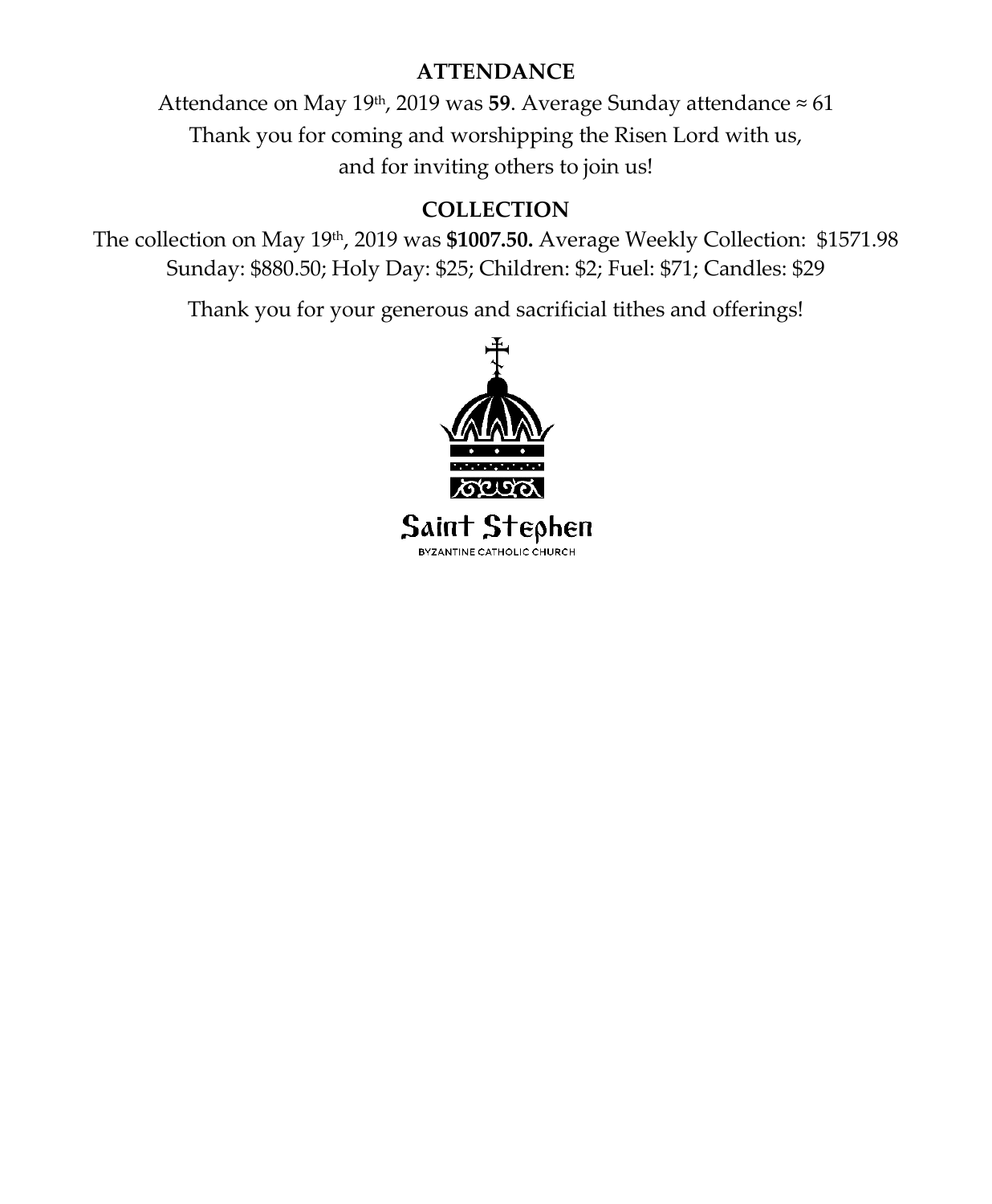## ATTENDANCE

Attendance on May 19th, 2019 was **59**. Average Sunday attendance ≈ 61
Thank you for coming and worshipping the Risen Lord with us,
and for inviting others to join us!

## COLLECTION

The collection on May 19th, 2019 was **$1007.50.** Average Weekly Collection: $1571.98
Sunday: $880.50; Holy Day: $25; Children: $2; Fuel: $71; Candles: $29

Thank you for your generous and sacrificial tithes and offerings!

Saint Stephen
BYZANTINE CATHOLIC CHURCH